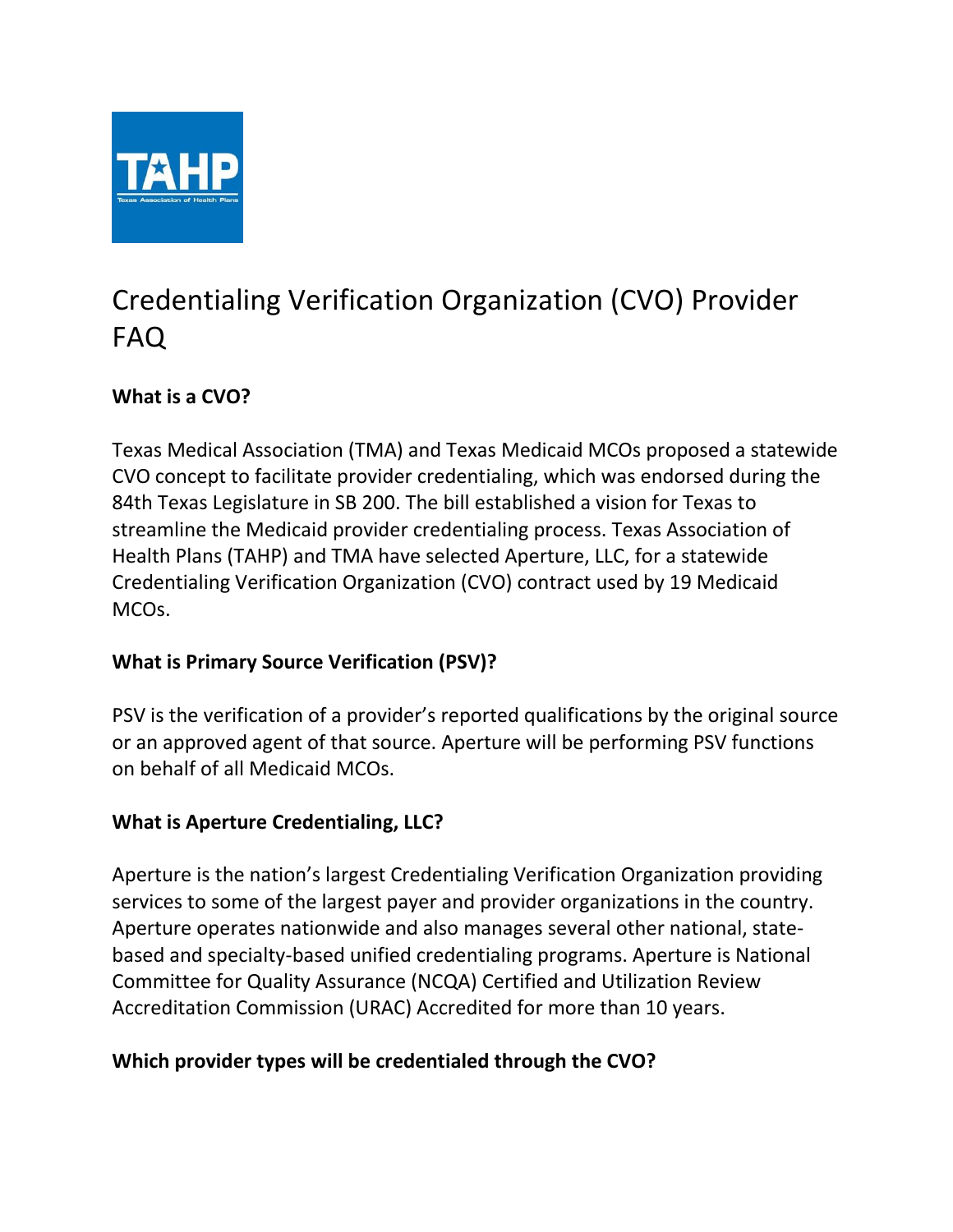# Credentialing Verification Organization (CVO) Provider FAQ

### What is a CVO?

Texas Medical Association (TMA) and Texas Medicaid MCOs proposed a statewide CVO concept to facilitate provider credentialing, which was endorsed during the 84th Texas Legislature in SB 200. The bill established a vision for Texas to streamline the Medicaid provider credentialing process. Texas Association of Health Plans (TAHP) and TMA have selected Aperture, LLC, for a statewide Credentialing Verification Organization (CVO) contract used by 19 Medicaid MCOs.

### What is Primary Source Verification (PSV)?

PSV is the verification of a provider's reported qualifications by the original source or an approved agent of that source. Aperture will be performing PSV functions on behalf of all Medicaid MCOs.

### What is Aperture Credentialing, LLC?

Aperture is the nation's largest Credentialing Verification Organization providing services to some of the largest payer and provider organizations in the country. Aperture operates nationwide and also manages several other national, state-based and specialty-based unified credentialing programs. Aperture is National Committee for Quality Assurance (NCQA) Certified and Utilization Review Accreditation Commission (URAC) Accredited for more than 10 years.

### Which provider types will be credentialed through the CVO?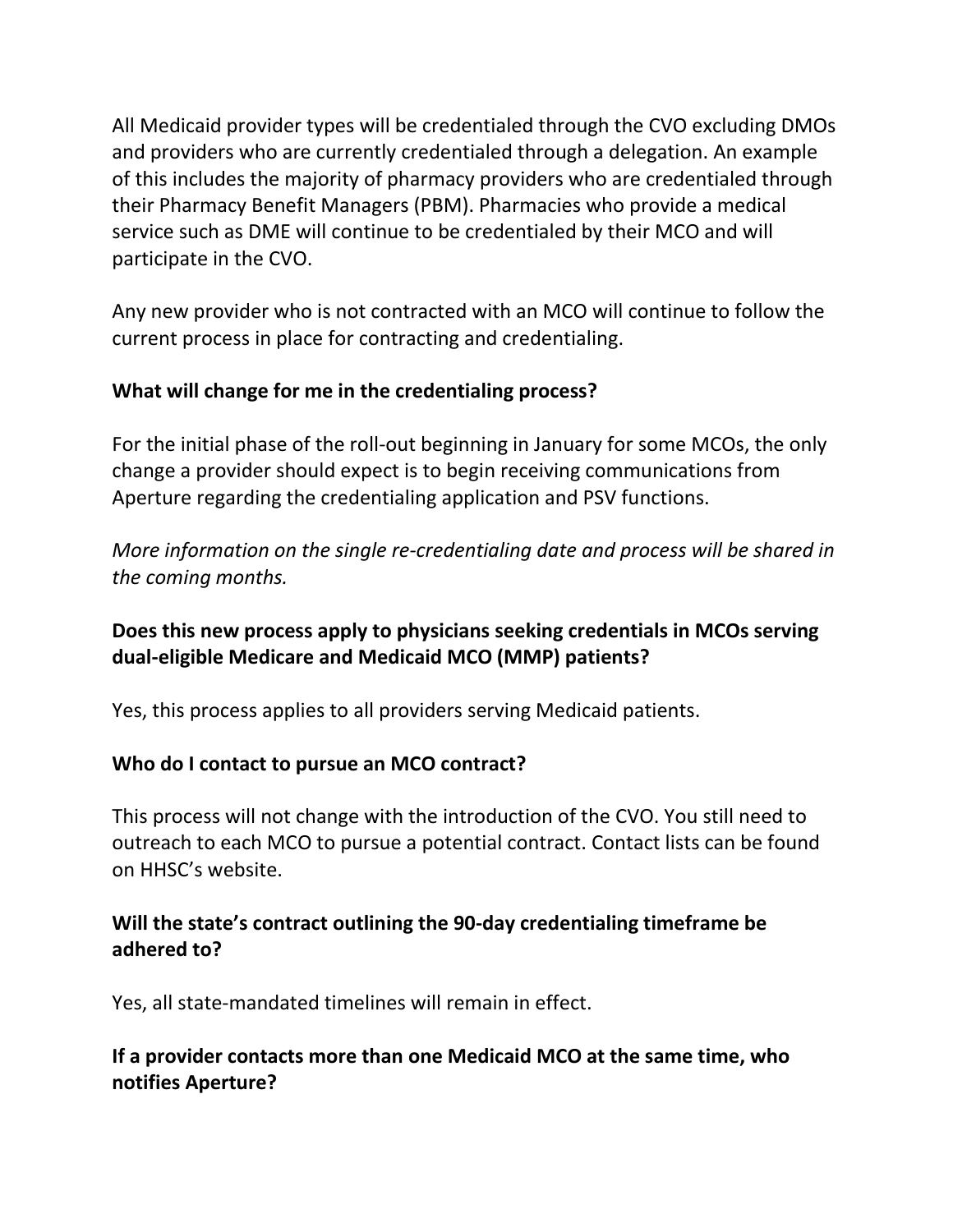All Medicaid provider types will be credentialed through the CVO excluding DMOs and providers who are currently credentialed through a delegation. An example of this includes the majority of pharmacy providers who are credentialed through their Pharmacy Benefit Managers (PBM). Pharmacies who provide a medical service such as DME will continue to be credentialed by their MCO and will participate in the CVO.

Any new provider who is not contracted with an MCO will continue to follow the current process in place for contracting and credentialing.

**What will change for me in the credentialing process?**

For the initial phase of the roll-out beginning in January for some MCOs, the only change a provider should expect is to begin receiving communications from Aperture regarding the credentialing application and PSV functions.

*More information on the single re-credentialing date and process will be shared in the coming months.*

**Does this new process apply to physicians seeking credentials in MCOs serving dual-eligible Medicare and Medicaid MCO (MMP) patients?**

Yes, this process applies to all providers serving Medicaid patients.

**Who do I contact to pursue an MCO contract?**

This process will not change with the introduction of the CVO. You still need to outreach to each MCO to pursue a potential contract. Contact lists can be found on HHSC's website.

**Will the state's contract outlining the 90-day credentialing timeframe be adhered to?**

Yes, all state-mandated timelines will remain in effect.

**If a provider contacts more than one Medicaid MCO at the same time, who notifies Aperture?**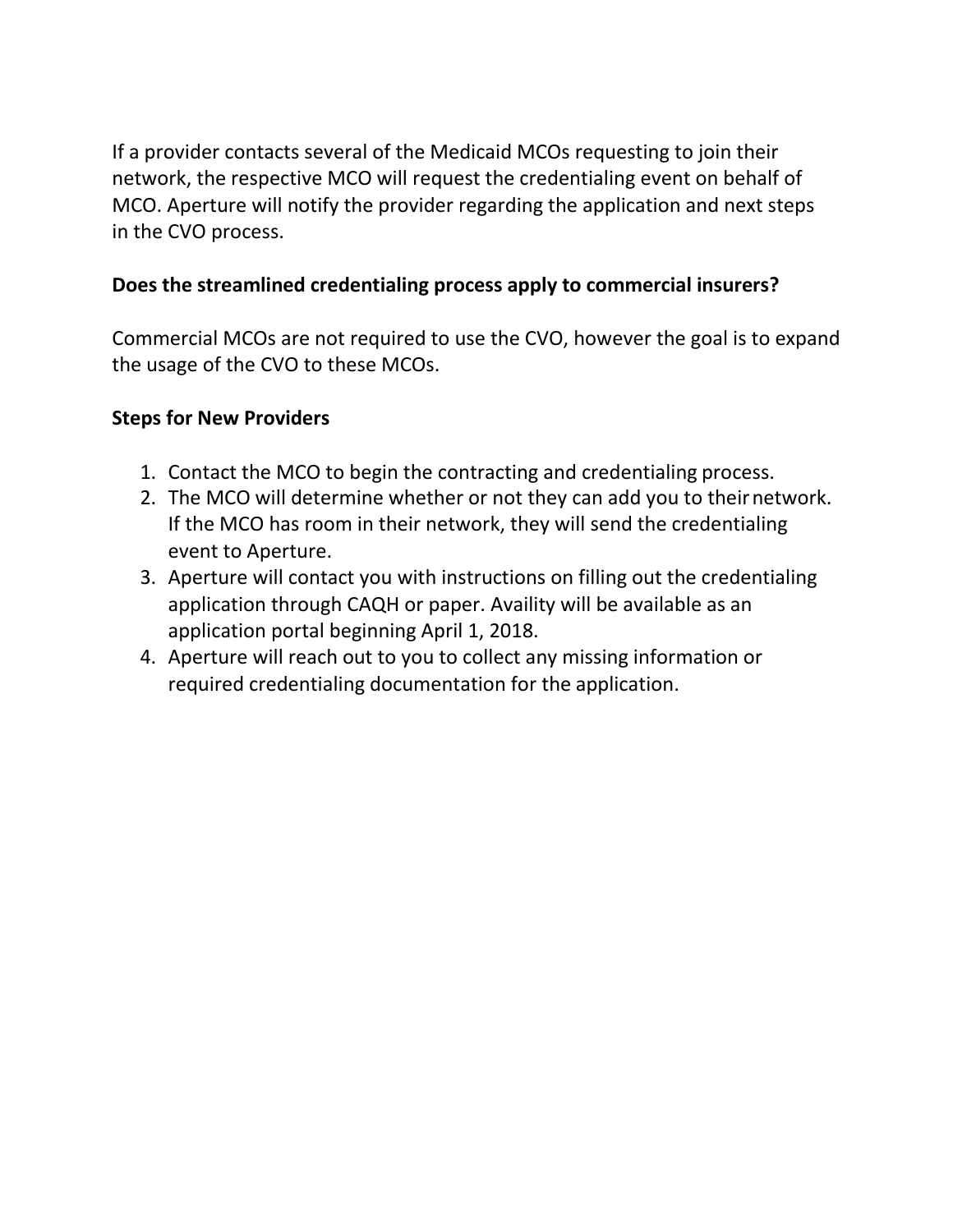If a provider contacts several of the Medicaid MCOs requesting to join their network, the respective MCO will request the credentialing event on behalf of MCO. Aperture will notify the provider regarding the application and next steps in the CVO process.

**Does the streamlined credentialing process apply to commercial insurers?**

Commercial MCOs are not required to use the CVO, however the goal is to expand the usage of the CVO to these MCOs.

**Steps for New Providers**

1. Contact the MCO to begin the contracting and credentialing process.
2. The MCO will determine whether or not they can add you to their network. If the MCO has room in their network, they will send the credentialing event to Aperture.
3. Aperture will contact you with instructions on filling out the credentialing application through CAQH or paper. Availity will be available as an application portal beginning April 1, 2018.
4. Aperture will reach out to you to collect any missing information or required credentialing documentation for the application.